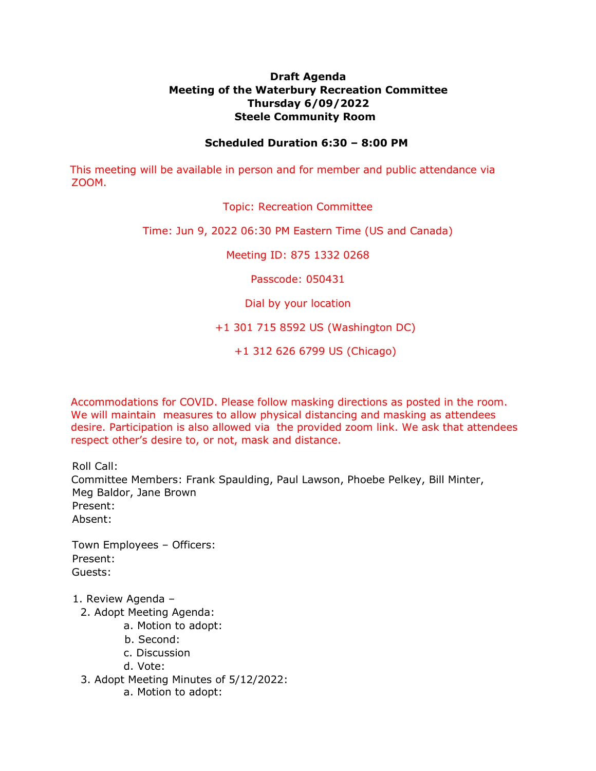**Draft Agenda**
**Meeting of the Waterbury Recreation Committee**
**Thursday 6/09/2022**
**Steele Community Room**

**Scheduled Duration 6:30 – 8:00 PM**

This meeting will be available in person and for member and public attendance via ZOOM.

Topic: Recreation Committee

Time: Jun 9, 2022 06:30 PM Eastern Time (US and Canada)

Meeting ID: 875 1332 0268

Passcode: 050431

Dial by your location

+1 301 715 8592 US (Washington DC)

+1 312 626 6799 US (Chicago)

Accommodations for COVID. Please follow masking directions as posted in the room. We will maintain measures to allow physical distancing and masking as attendees desire. Participation is also allowed via the provided zoom link. We ask that attendees respect other's desire to, or not, mask and distance.

Roll Call:
Committee Members: Frank Spaulding, Paul Lawson, Phoebe Pelkey, Bill Minter, Meg Baldor, Jane Brown
Present:
Absent:

Town Employees – Officers:
Present:
Guests:

1. Review Agenda –
2. Adopt Meeting Agenda:
   a. Motion to adopt:
   b. Second:
   c. Discussion
   d. Vote:
3. Adopt Meeting Minutes of 5/12/2022:
   a. Motion to adopt: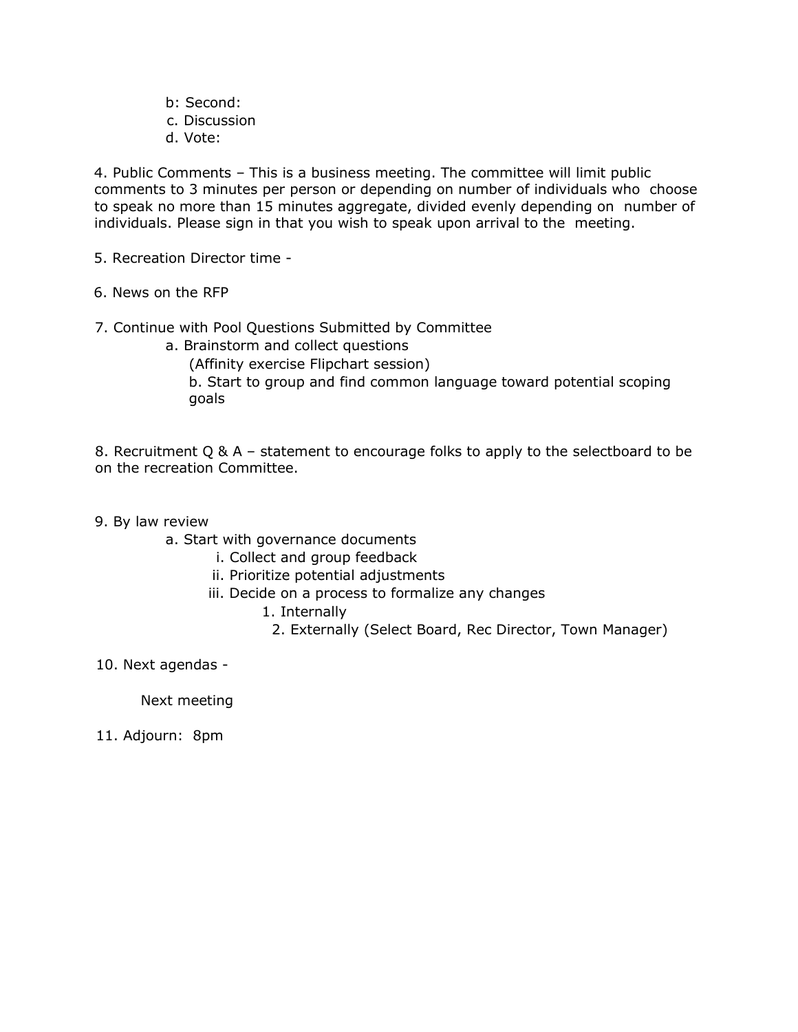b: Second:
c. Discussion
d. Vote:

4. Public Comments – This is a business meeting. The committee will limit public comments to 3 minutes per person or depending on number of individuals who choose to speak no more than 15 minutes aggregate, divided evenly depending on number of individuals. Please sign in that you wish to speak upon arrival to the meeting.

5. Recreation Director time -

6. News on the RFP

7. Continue with Pool Questions Submitted by Committee
    a. Brainstorm and collect questions
        (Affinity exercise Flipchart session)
        b. Start to group and find common language toward potential scoping goals

8. Recruitment Q & A – statement to encourage folks to apply to the selectboard to be on the recreation Committee.

9. By law review
    a. Start with governance documents
        i. Collect and group feedback
        ii. Prioritize potential adjustments
        iii. Decide on a process to formalize any changes
            1. Internally
            2. Externally (Select Board, Rec Director, Town Manager)

10. Next agendas -

    Next meeting

11. Adjourn: 8pm